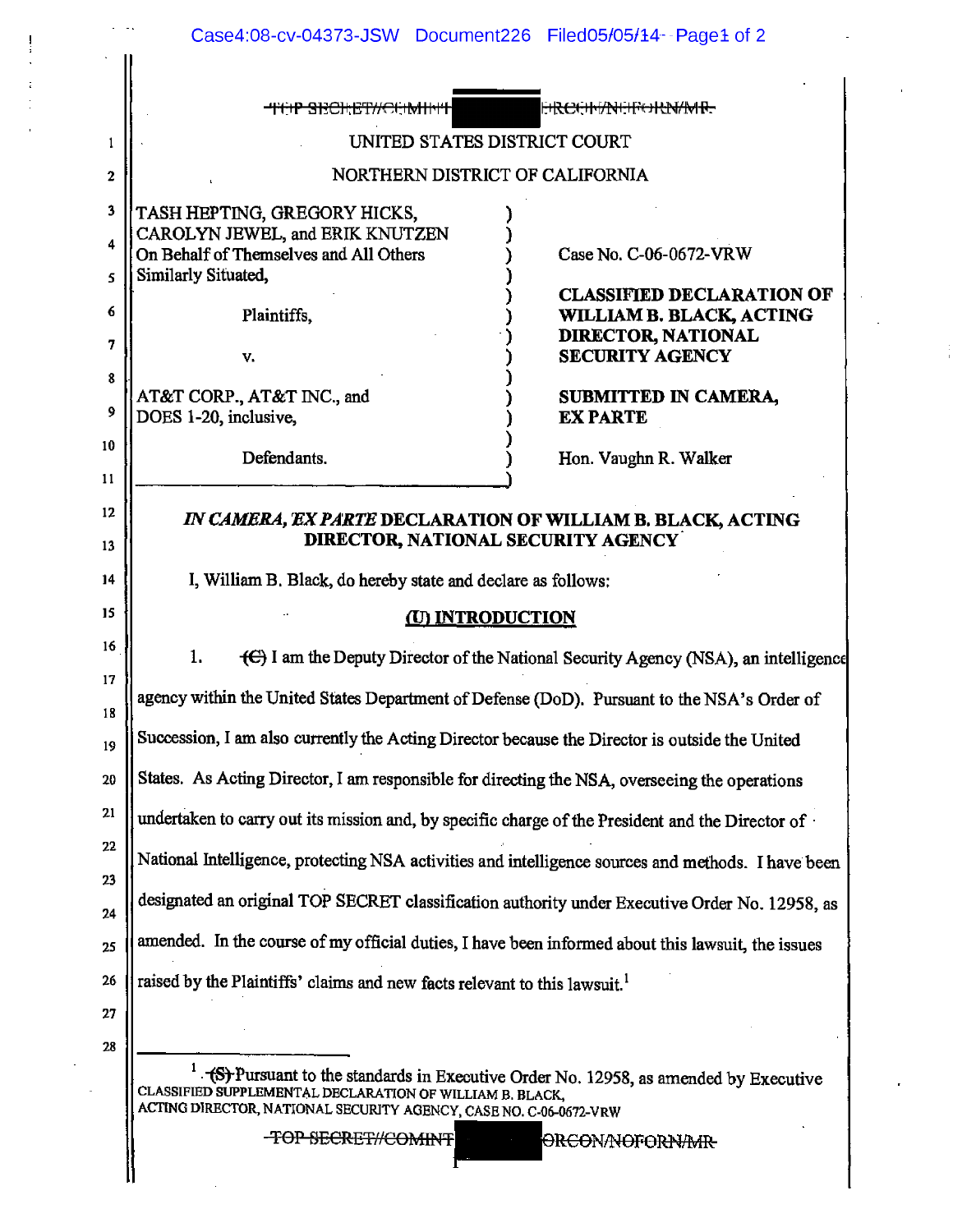~~TOP SECRET//COMINT~~ ██████ ~~ORCON/NOFORN/MR~~

UNITED STATES DISTRICT COURT

NORTHERN DISTRICT OF CALIFORNIA

| | | |
|---|---|---|
| TASH HEPTING, GREGORY HICKS, CAROLYN JEWEL, and ERIK KNUTZEN On Behalf of Themselves and All Others Similarly Situated, | ) | Case No. C-06-0672-VRW |
| Plaintiffs, | ) | **CLASSIFIED DECLARATION OF WILLIAM B. BLACK, ACTING DIRECTOR, NATIONAL SECURITY AGENCY** |
| v. | ) | |
| AT&T CORP., AT&T INC., and DOES 1-20, inclusive, | ) | **SUBMITTED IN CAMERA, EX PARTE** |
| Defendants. | ) | Hon. Vaughn R. Walker |

## *IN CAMERA, EX PARTE* DECLARATION OF WILLIAM B. BLACK, ACTING DIRECTOR, NATIONAL SECURITY AGENCY

I, William B. Black, do hereby state and declare as follows:

### (U) INTRODUCTION

1. ~~(C)~~ I am the Deputy Director of the National Security Agency (NSA), an intelligence agency within the United States Department of Defense (DoD). Pursuant to the NSA's Order of Succession, I am also currently the Acting Director because the Director is outside the United States. As Acting Director, I am responsible for directing the NSA, overseeing the operations undertaken to carry out its mission and, by specific charge of the President and the Director of National Intelligence, protecting NSA activities and intelligence sources and methods. I have been designated an original TOP SECRET classification authority under Executive Order No. 12958, as amended. In the course of my official duties, I have been informed about this lawsuit, the issues raised by the Plaintiffs' claims and new facts relevant to this lawsuit.[1]

[1] ~~(S)~~ Pursuant to the standards in Executive Order No. 12958, as amended by Executive

CLASSIFIED SUPPLEMENTAL DECLARATION OF WILLIAM B. BLACK, ACTING DIRECTOR, NATIONAL SECURITY AGENCY, CASE NO. C-06-0672-VRW

~~TOP SECRET//COMINT~~ ██████ ~~ORCON/NOFORN/MR~~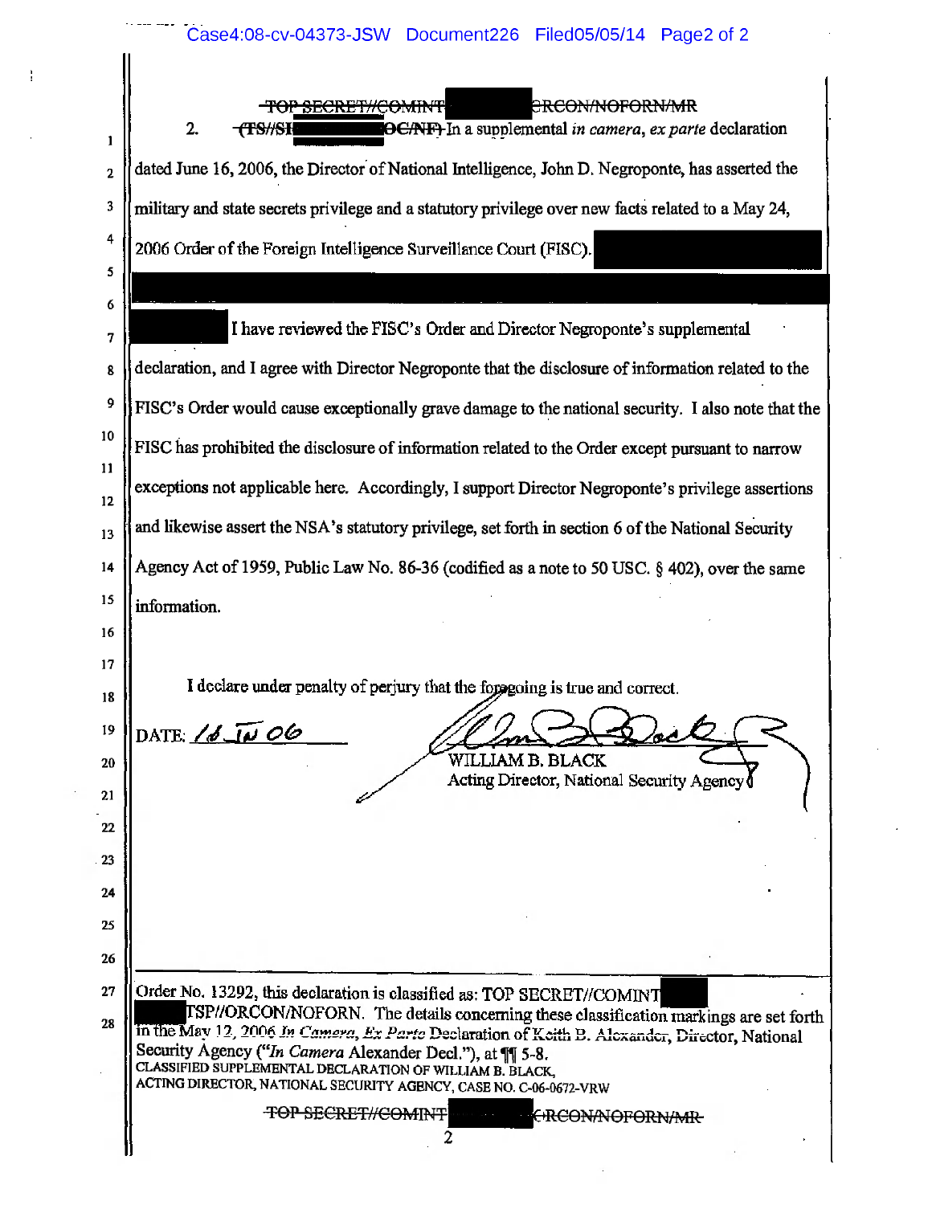~~TOP SECRET//COMINT~~ ███ ~~ORCON/NOFORN/MR~~

2. ~~(TS//SI~~ ███ ~~OC/NF)~~ In a supplemental *in camera*, *ex parte* declaration dated June 16, 2006, the Director of National Intelligence, John D. Negroponte, has asserted the military and state secrets privilege and a statutory privilege over new facts related to a May 24, 2006 Order of the Foreign Intelligence Surveillance Court (FISC). ███

███

███ I have reviewed the FISC's Order and Director Negroponte's supplemental declaration, and I agree with Director Negroponte that the disclosure of information related to the FISC's Order would cause exceptionally grave damage to the national security. I also note that the FISC has prohibited the disclosure of information related to the Order except pursuant to narrow exceptions not applicable here. Accordingly, I support Director Negroponte's privilege assertions and likewise assert the NSA's statutory privilege, set forth in section 6 of the National Security Agency Act of 1959, Public Law No. 86-36 (codified as a note to 50 USC. § 402), over the same information.

I declare under penalty of perjury that the foregoing is true and correct.

DATE: 16 JN 06

WILLIAM B. BLACK
Acting Director, National Security Agency

---

Order No. 13292, this declaration is classified as: TOP SECRET//COMINT ███ TSP//ORCON/NOFORN. The details concerning these classification markings are set forth in the May 12, 2006 *In Camera, Ex Parte* Declaration of Keith B. Alexander, Director, National Security Agency ("*In Camera* Alexander Decl."), at ¶¶ 5-8.

CLASSIFIED SUPPLEMENTAL DECLARATION OF WILLIAM B. BLACK, ACTING DIRECTOR, NATIONAL SECURITY AGENCY, CASE NO. C-06-0672-VRW

~~TOP SECRET//COMINT~~ ███ ~~ORCON/NOFORN/MR~~